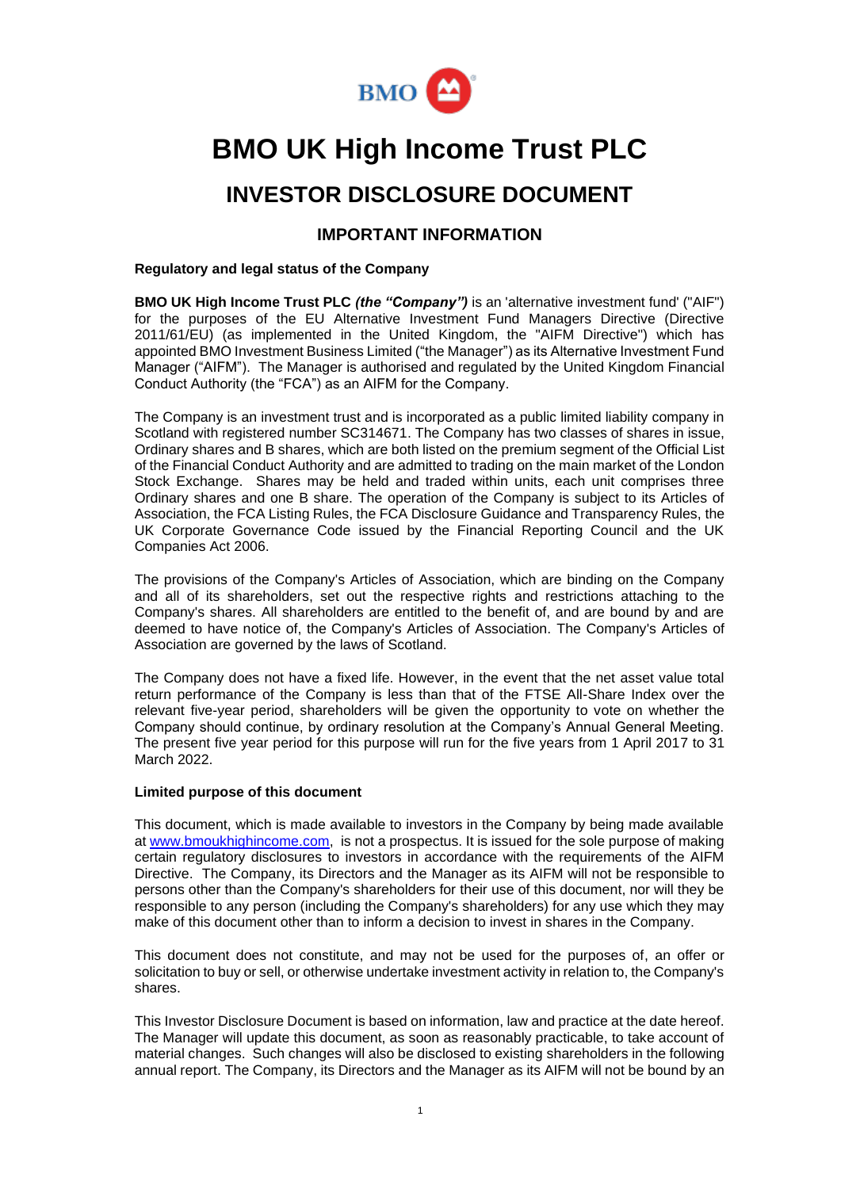# BMO UK High Income Trust PLC

## INVESTOR DISCLOSURE DOCUMENT

### IMPORTANT INFORMATION

**Regulatory and legal status of the Company**

**BMO UK High Income Trust PLC** ***(the "Company")*** is an 'alternative investment fund' ("AIF") for the purposes of the EU Alternative Investment Fund Managers Directive (Directive 2011/61/EU) (as implemented in the United Kingdom, the "AIFM Directive") which has appointed BMO Investment Business Limited ("the Manager") as its Alternative Investment Fund Manager ("AIFM"). The Manager is authorised and regulated by the United Kingdom Financial Conduct Authority (the "FCA") as an AIFM for the Company.

The Company is an investment trust and is incorporated as a public limited liability company in Scotland with registered number SC314671. The Company has two classes of shares in issue, Ordinary shares and B shares, which are both listed on the premium segment of the Official List of the Financial Conduct Authority and are admitted to trading on the main market of the London Stock Exchange. Shares may be held and traded within units, each unit comprises three Ordinary shares and one B share. The operation of the Company is subject to its Articles of Association, the FCA Listing Rules, the FCA Disclosure Guidance and Transparency Rules, the UK Corporate Governance Code issued by the Financial Reporting Council and the UK Companies Act 2006.

The provisions of the Company's Articles of Association, which are binding on the Company and all of its shareholders, set out the respective rights and restrictions attaching to the Company's shares. All shareholders are entitled to the benefit of, and are bound by and are deemed to have notice of, the Company's Articles of Association. The Company's Articles of Association are governed by the laws of Scotland.

The Company does not have a fixed life. However, in the event that the net asset value total return performance of the Company is less than that of the FTSE All-Share Index over the relevant five-year period, shareholders will be given the opportunity to vote on whether the Company should continue, by ordinary resolution at the Company's Annual General Meeting. The present five year period for this purpose will run for the five years from 1 April 2017 to 31 March 2022.

**Limited purpose of this document**

This document, which is made available to investors in the Company by being made available at www.bmoukhighincome.com, is not a prospectus. It is issued for the sole purpose of making certain regulatory disclosures to investors in accordance with the requirements of the AIFM Directive. The Company, its Directors and the Manager as its AIFM will not be responsible to persons other than the Company's shareholders for their use of this document, nor will they be responsible to any person (including the Company's shareholders) for any use which they may make of this document other than to inform a decision to invest in shares in the Company.

This document does not constitute, and may not be used for the purposes of, an offer or solicitation to buy or sell, or otherwise undertake investment activity in relation to, the Company's shares.

This Investor Disclosure Document is based on information, law and practice at the date hereof. The Manager will update this document, as soon as reasonably practicable, to take account of material changes. Such changes will also be disclosed to existing shareholders in the following annual report. The Company, its Directors and the Manager as its AIFM will not be bound by an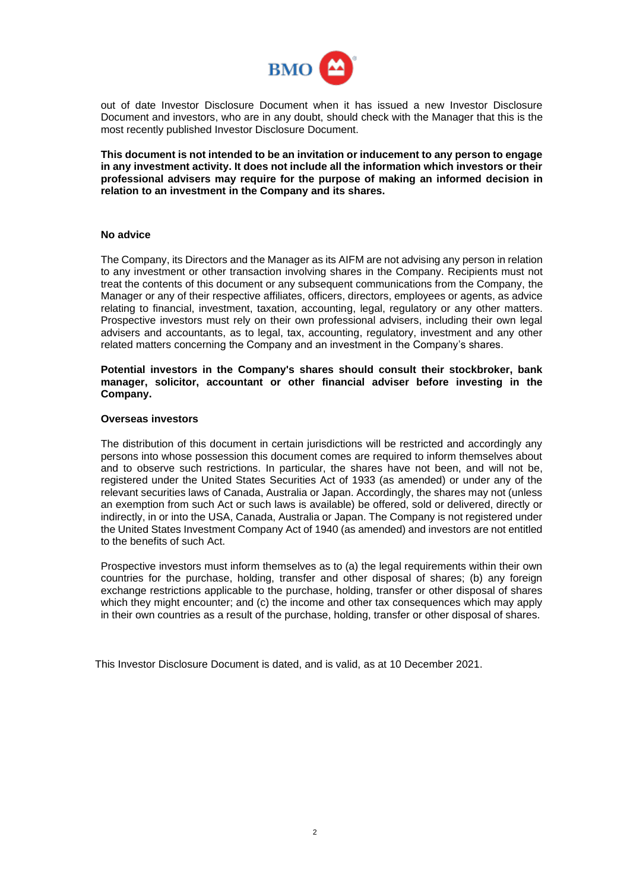out of date Investor Disclosure Document when it has issued a new Investor Disclosure Document and investors, who are in any doubt, should check with the Manager that this is the most recently published Investor Disclosure Document.

**This document is not intended to be an invitation or inducement to any person to engage in any investment activity. It does not include all the information which investors or their professional advisers may require for the purpose of making an informed decision in relation to an investment in the Company and its shares.**

**No advice**

The Company, its Directors and the Manager as its AIFM are not advising any person in relation to any investment or other transaction involving shares in the Company. Recipients must not treat the contents of this document or any subsequent communications from the Company, the Manager or any of their respective affiliates, officers, directors, employees or agents, as advice relating to financial, investment, taxation, accounting, legal, regulatory or any other matters. Prospective investors must rely on their own professional advisers, including their own legal advisers and accountants, as to legal, tax, accounting, regulatory, investment and any other related matters concerning the Company and an investment in the Company's shares.

**Potential investors in the Company's shares should consult their stockbroker, bank manager, solicitor, accountant or other financial adviser before investing in the Company.**

**Overseas investors**

The distribution of this document in certain jurisdictions will be restricted and accordingly any persons into whose possession this document comes are required to inform themselves about and to observe such restrictions. In particular, the shares have not been, and will not be, registered under the United States Securities Act of 1933 (as amended) or under any of the relevant securities laws of Canada, Australia or Japan. Accordingly, the shares may not (unless an exemption from such Act or such laws is available) be offered, sold or delivered, directly or indirectly, in or into the USA, Canada, Australia or Japan. The Company is not registered under the United States Investment Company Act of 1940 (as amended) and investors are not entitled to the benefits of such Act.

Prospective investors must inform themselves as to (a) the legal requirements within their own countries for the purchase, holding, transfer and other disposal of shares; (b) any foreign exchange restrictions applicable to the purchase, holding, transfer or other disposal of shares which they might encounter; and (c) the income and other tax consequences which may apply in their own countries as a result of the purchase, holding, transfer or other disposal of shares.

This Investor Disclosure Document is dated, and is valid, as at 10 December 2021.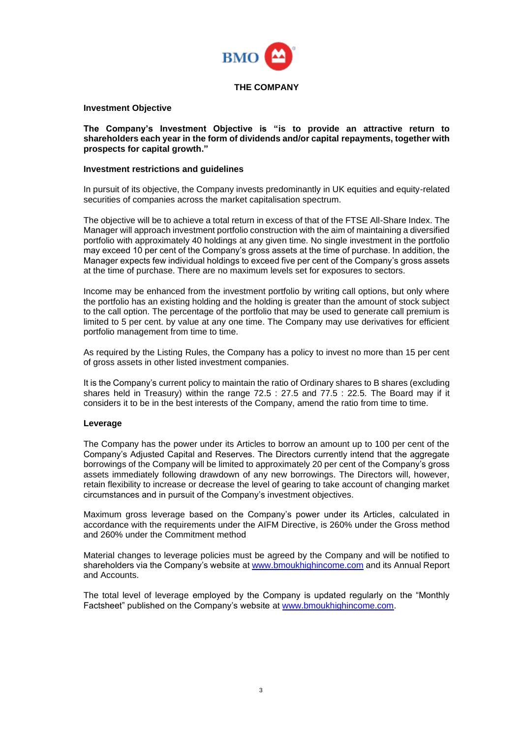# THE COMPANY

## Investment Objective

**The Company's Investment Objective is "is to provide an attractive return to shareholders each year in the form of dividends and/or capital repayments, together with prospects for capital growth."**

## Investment restrictions and guidelines

In pursuit of its objective, the Company invests predominantly in UK equities and equity-related securities of companies across the market capitalisation spectrum.

The objective will be to achieve a total return in excess of that of the FTSE All-Share Index. The Manager will approach investment portfolio construction with the aim of maintaining a diversified portfolio with approximately 40 holdings at any given time. No single investment in the portfolio may exceed 10 per cent of the Company's gross assets at the time of purchase. In addition, the Manager expects few individual holdings to exceed five per cent of the Company's gross assets at the time of purchase. There are no maximum levels set for exposures to sectors.

Income may be enhanced from the investment portfolio by writing call options, but only where the portfolio has an existing holding and the holding is greater than the amount of stock subject to the call option. The percentage of the portfolio that may be used to generate call premium is limited to 5 per cent. by value at any one time. The Company may use derivatives for efficient portfolio management from time to time.

As required by the Listing Rules, the Company has a policy to invest no more than 15 per cent of gross assets in other listed investment companies.

It is the Company's current policy to maintain the ratio of Ordinary shares to B shares (excluding shares held in Treasury) within the range 72.5 : 27.5 and 77.5 : 22.5. The Board may if it considers it to be in the best interests of the Company, amend the ratio from time to time.

## Leverage

The Company has the power under its Articles to borrow an amount up to 100 per cent of the Company's Adjusted Capital and Reserves. The Directors currently intend that the aggregate borrowings of the Company will be limited to approximately 20 per cent of the Company's gross assets immediately following drawdown of any new borrowings. The Directors will, however, retain flexibility to increase or decrease the level of gearing to take account of changing market circumstances and in pursuit of the Company's investment objectives.

Maximum gross leverage based on the Company's power under its Articles, calculated in accordance with the requirements under the AIFM Directive, is 260% under the Gross method and 260% under the Commitment method

Material changes to leverage policies must be agreed by the Company and will be notified to shareholders via the Company's website at [www.bmoukhighincome.com](www.bmoukhighincome.com) and its Annual Report and Accounts.

The total level of leverage employed by the Company is updated regularly on the "Monthly Factsheet" published on the Company's website at [www.bmoukhighincome.com](www.bmoukhighincome.com).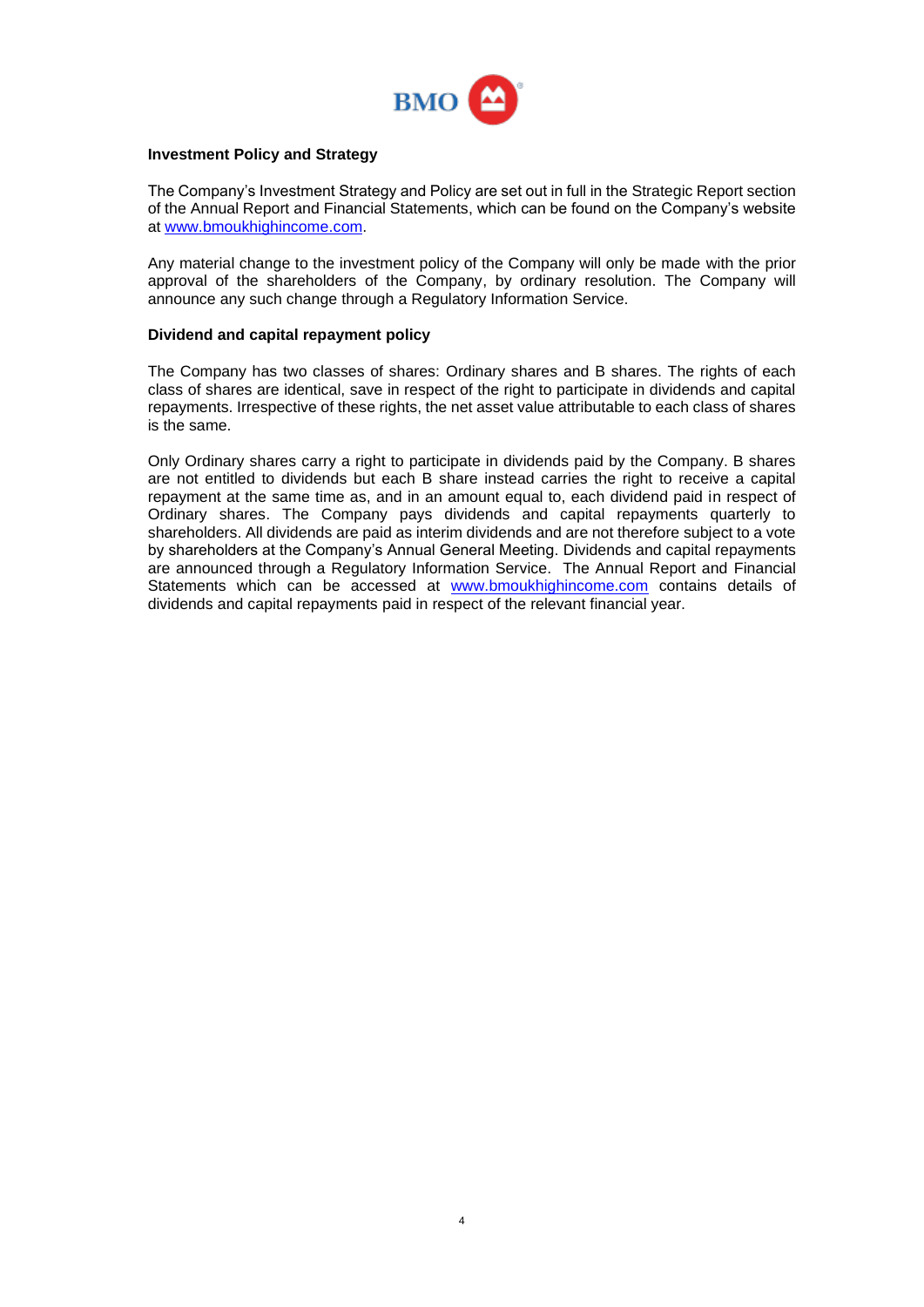**Investment Policy and Strategy**

The Company's Investment Strategy and Policy are set out in full in the Strategic Report section of the Annual Report and Financial Statements, which can be found on the Company's website at www.bmoukhighincome.com.

Any material change to the investment policy of the Company will only be made with the prior approval of the shareholders of the Company, by ordinary resolution. The Company will announce any such change through a Regulatory Information Service.

**Dividend and capital repayment policy**

The Company has two classes of shares: Ordinary shares and B shares. The rights of each class of shares are identical, save in respect of the right to participate in dividends and capital repayments. Irrespective of these rights, the net asset value attributable to each class of shares is the same.

Only Ordinary shares carry a right to participate in dividends paid by the Company. B shares are not entitled to dividends but each B share instead carries the right to receive a capital repayment at the same time as, and in an amount equal to, each dividend paid in respect of Ordinary shares. The Company pays dividends and capital repayments quarterly to shareholders. All dividends are paid as interim dividends and are not therefore subject to a vote by shareholders at the Company's Annual General Meeting. Dividends and capital repayments are announced through a Regulatory Information Service. The Annual Report and Financial Statements which can be accessed at www.bmoukhighincome.com contains details of dividends and capital repayments paid in respect of the relevant financial year.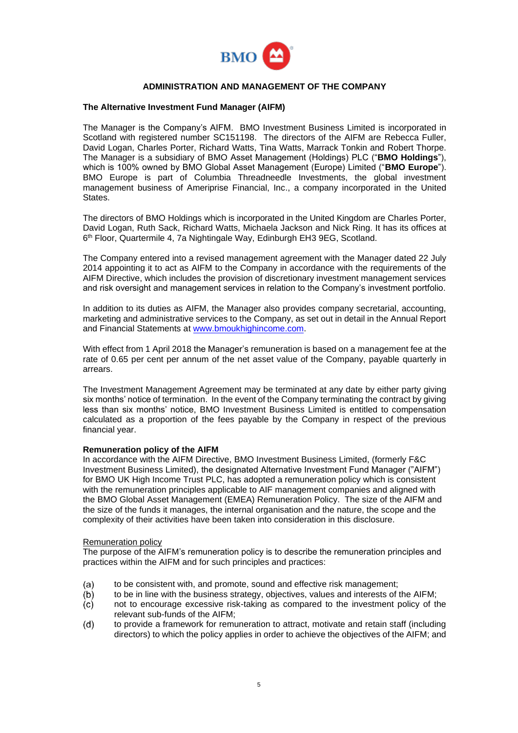## ADMINISTRATION AND MANAGEMENT OF THE COMPANY

### The Alternative Investment Fund Manager (AIFM)

The Manager is the Company's AIFM. BMO Investment Business Limited is incorporated in Scotland with registered number SC151198. The directors of the AIFM are Rebecca Fuller, David Logan, Charles Porter, Richard Watts, Tina Watts, Marrack Tonkin and Robert Thorpe. The Manager is a subsidiary of BMO Asset Management (Holdings) PLC ("**BMO Holdings**"), which is 100% owned by BMO Global Asset Management (Europe) Limited ("**BMO Europe**"). BMO Europe is part of Columbia Threadneedle Investments, the global investment management business of Ameriprise Financial, Inc., a company incorporated in the United States.

The directors of BMO Holdings which is incorporated in the United Kingdom are Charles Porter, David Logan, Ruth Sack, Richard Watts, Michaela Jackson and Nick Ring. It has its offices at 6th Floor, Quartermile 4, 7a Nightingale Way, Edinburgh EH3 9EG, Scotland.

The Company entered into a revised management agreement with the Manager dated 22 July 2014 appointing it to act as AIFM to the Company in accordance with the requirements of the AIFM Directive, which includes the provision of discretionary investment management services and risk oversight and management services in relation to the Company's investment portfolio.

In addition to its duties as AIFM, the Manager also provides company secretarial, accounting, marketing and administrative services to the Company, as set out in detail in the Annual Report and Financial Statements at www.bmoukhighincome.com.

With effect from 1 April 2018 the Manager's remuneration is based on a management fee at the rate of 0.65 per cent per annum of the net asset value of the Company, payable quarterly in arrears.

The Investment Management Agreement may be terminated at any date by either party giving six months' notice of termination. In the event of the Company terminating the contract by giving less than six months' notice, BMO Investment Business Limited is entitled to compensation calculated as a proportion of the fees payable by the Company in respect of the previous financial year.

**Remuneration policy of the AIFM**

In accordance with the AIFM Directive, BMO Investment Business Limited, (formerly F&C Investment Business Limited), the designated Alternative Investment Fund Manager ("AIFM") for BMO UK High Income Trust PLC, has adopted a remuneration policy which is consistent with the remuneration principles applicable to AIF management companies and aligned with the BMO Global Asset Management (EMEA) Remuneration Policy. The size of the AIFM and the size of the funds it manages, the internal organisation and the nature, the scope and the complexity of their activities have been taken into consideration in this disclosure.

Remuneration policy

The purpose of the AIFM's remuneration policy is to describe the remuneration principles and practices within the AIFM and for such principles and practices:

(a) to be consistent with, and promote, sound and effective risk management;
(b) to be in line with the business strategy, objectives, values and interests of the AIFM;
(c) not to encourage excessive risk-taking as compared to the investment policy of the relevant sub-funds of the AIFM;
(d) to provide a framework for remuneration to attract, motivate and retain staff (including directors) to which the policy applies in order to achieve the objectives of the AIFM; and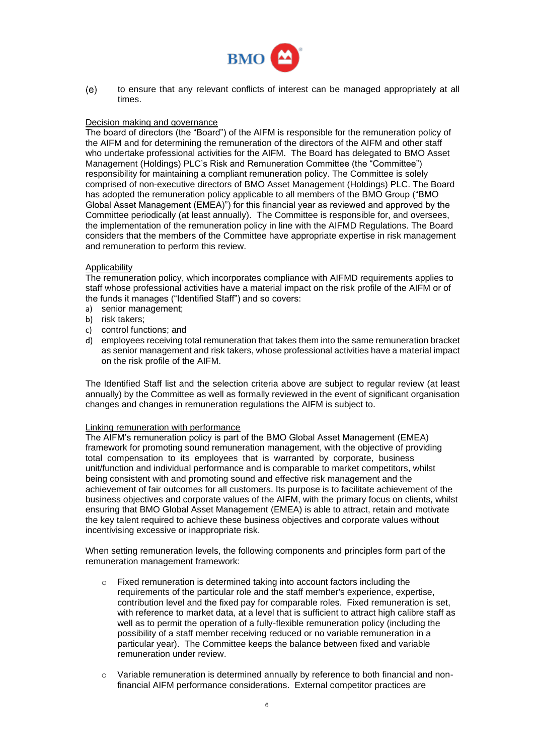(e) to ensure that any relevant conflicts of interest can be managed appropriately at all times.

Decision making and governance

The board of directors (the "Board") of the AIFM is responsible for the remuneration policy of the AIFM and for determining the remuneration of the directors of the AIFM and other staff who undertake professional activities for the AIFM. The Board has delegated to BMO Asset Management (Holdings) PLC's Risk and Remuneration Committee (the "Committee") responsibility for maintaining a compliant remuneration policy. The Committee is solely comprised of non-executive directors of BMO Asset Management (Holdings) PLC. The Board has adopted the remuneration policy applicable to all members of the BMO Group ("BMO Global Asset Management (EMEA)") for this financial year as reviewed and approved by the Committee periodically (at least annually). The Committee is responsible for, and oversees, the implementation of the remuneration policy in line with the AIFMD Regulations. The Board considers that the members of the Committee have appropriate expertise in risk management and remuneration to perform this review.

Applicability

The remuneration policy, which incorporates compliance with AIFMD requirements applies to staff whose professional activities have a material impact on the risk profile of the AIFM or of the funds it manages ("Identified Staff") and so covers:

a) senior management;
b) risk takers;
c) control functions; and
d) employees receiving total remuneration that takes them into the same remuneration bracket as senior management and risk takers, whose professional activities have a material impact on the risk profile of the AIFM.

The Identified Staff list and the selection criteria above are subject to regular review (at least annually) by the Committee as well as formally reviewed in the event of significant organisation changes and changes in remuneration regulations the AIFM is subject to.

Linking remuneration with performance

The AIFM's remuneration policy is part of the BMO Global Asset Management (EMEA) framework for promoting sound remuneration management, with the objective of providing total compensation to its employees that is warranted by corporate, business unit/function and individual performance and is comparable to market competitors, whilst being consistent with and promoting sound and effective risk management and the achievement of fair outcomes for all customers. Its purpose is to facilitate achievement of the business objectives and corporate values of the AIFM, with the primary focus on clients, whilst ensuring that BMO Global Asset Management (EMEA) is able to attract, retain and motivate the key talent required to achieve these business objectives and corporate values without incentivising excessive or inappropriate risk.

When setting remuneration levels, the following components and principles form part of the remuneration management framework:

- Fixed remuneration is determined taking into account factors including the requirements of the particular role and the staff member's experience, expertise, contribution level and the fixed pay for comparable roles. Fixed remuneration is set, with reference to market data, at a level that is sufficient to attract high calibre staff as well as to permit the operation of a fully-flexible remuneration policy (including the possibility of a staff member receiving reduced or no variable remuneration in a particular year). The Committee keeps the balance between fixed and variable remuneration under review.

- Variable remuneration is determined annually by reference to both financial and non-financial AIFM performance considerations. External competitor practices are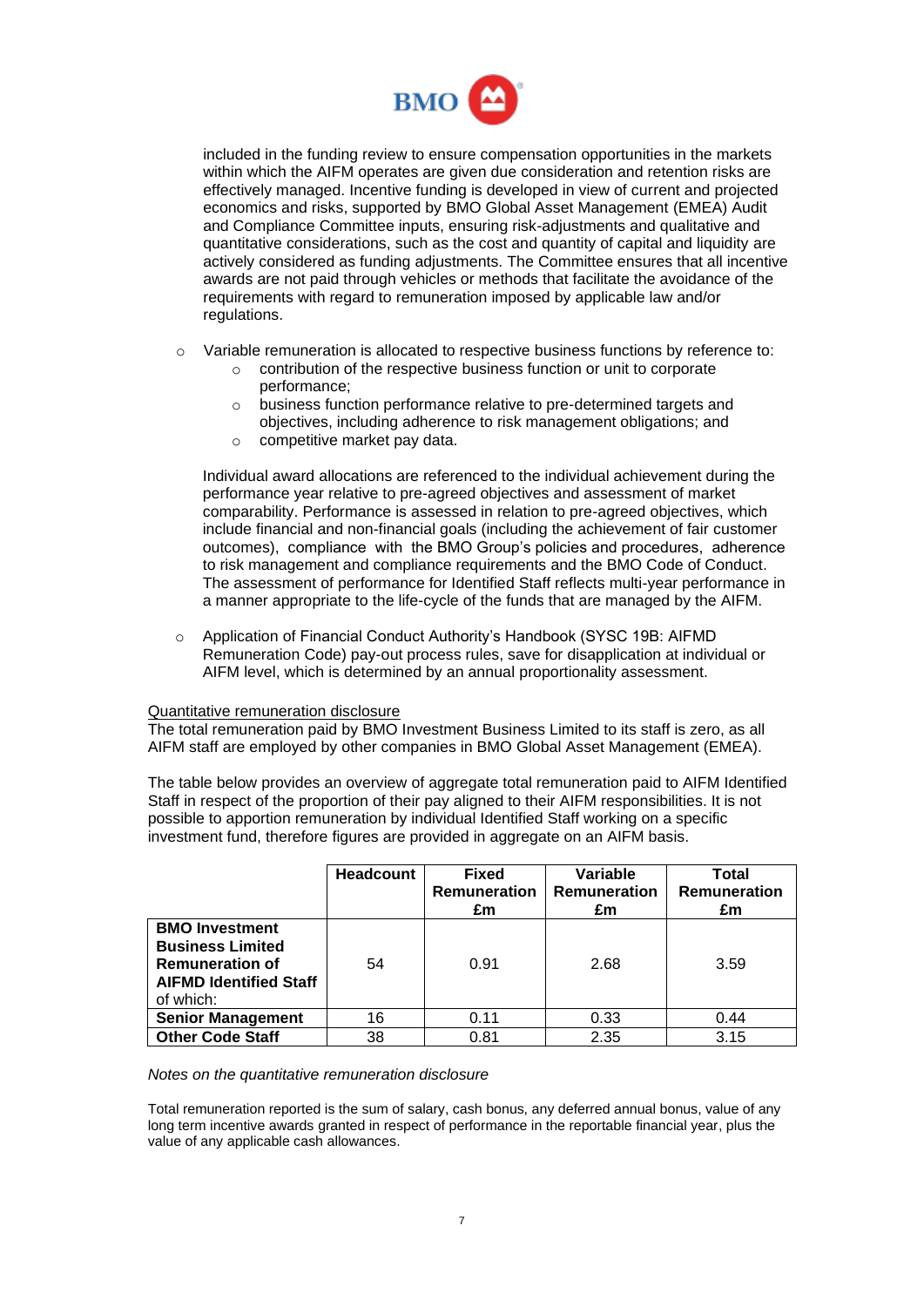included in the funding review to ensure compensation opportunities in the markets within which the AIFM operates are given due consideration and retention risks are effectively managed. Incentive funding is developed in view of current and projected economics and risks, supported by BMO Global Asset Management (EMEA) Audit and Compliance Committee inputs, ensuring risk-adjustments and qualitative and quantitative considerations, such as the cost and quantity of capital and liquidity are actively considered as funding adjustments. The Committee ensures that all incentive awards are not paid through vehicles or methods that facilitate the avoidance of the requirements with regard to remuneration imposed by applicable law and/or regulations.

- Variable remuneration is allocated to respective business functions by reference to:
  - contribution of the respective business function or unit to corporate performance;
  - business function performance relative to pre-determined targets and objectives, including adherence to risk management obligations; and
  - competitive market pay data.

  Individual award allocations are referenced to the individual achievement during the performance year relative to pre-agreed objectives and assessment of market comparability. Performance is assessed in relation to pre-agreed objectives, which include financial and non-financial goals (including the achievement of fair customer outcomes), compliance with the BMO Group's policies and procedures, adherence to risk management and compliance requirements and the BMO Code of Conduct. The assessment of performance for Identified Staff reflects multi-year performance in a manner appropriate to the life-cycle of the funds that are managed by the AIFM.

- Application of Financial Conduct Authority's Handbook (SYSC 19B: AIFMD Remuneration Code) pay-out process rules, save for disapplication at individual or AIFM level, which is determined by an annual proportionality assessment.

Quantitative remuneration disclosure

The total remuneration paid by BMO Investment Business Limited to its staff is zero, as all AIFM staff are employed by other companies in BMO Global Asset Management (EMEA).

The table below provides an overview of aggregate total remuneration paid to AIFM Identified Staff in respect of the proportion of their pay aligned to their AIFM responsibilities. It is not possible to apportion remuneration by individual Identified Staff working on a specific investment fund, therefore figures are provided in aggregate on an AIFM basis.

| | Headcount | Fixed Remuneration £m | Variable Remuneration £m | Total Remuneration £m |
|---|---|---|---|---|
| **BMO Investment Business Limited Remuneration of AIFMD Identified Staff** of which: | 54 | 0.91 | 2.68 | 3.59 |
| **Senior Management** | 16 | 0.11 | 0.33 | 0.44 |
| **Other Code Staff** | 38 | 0.81 | 2.35 | 3.15 |

*Notes on the quantitative remuneration disclosure*

Total remuneration reported is the sum of salary, cash bonus, any deferred annual bonus, value of any long term incentive awards granted in respect of performance in the reportable financial year, plus the value of any applicable cash allowances.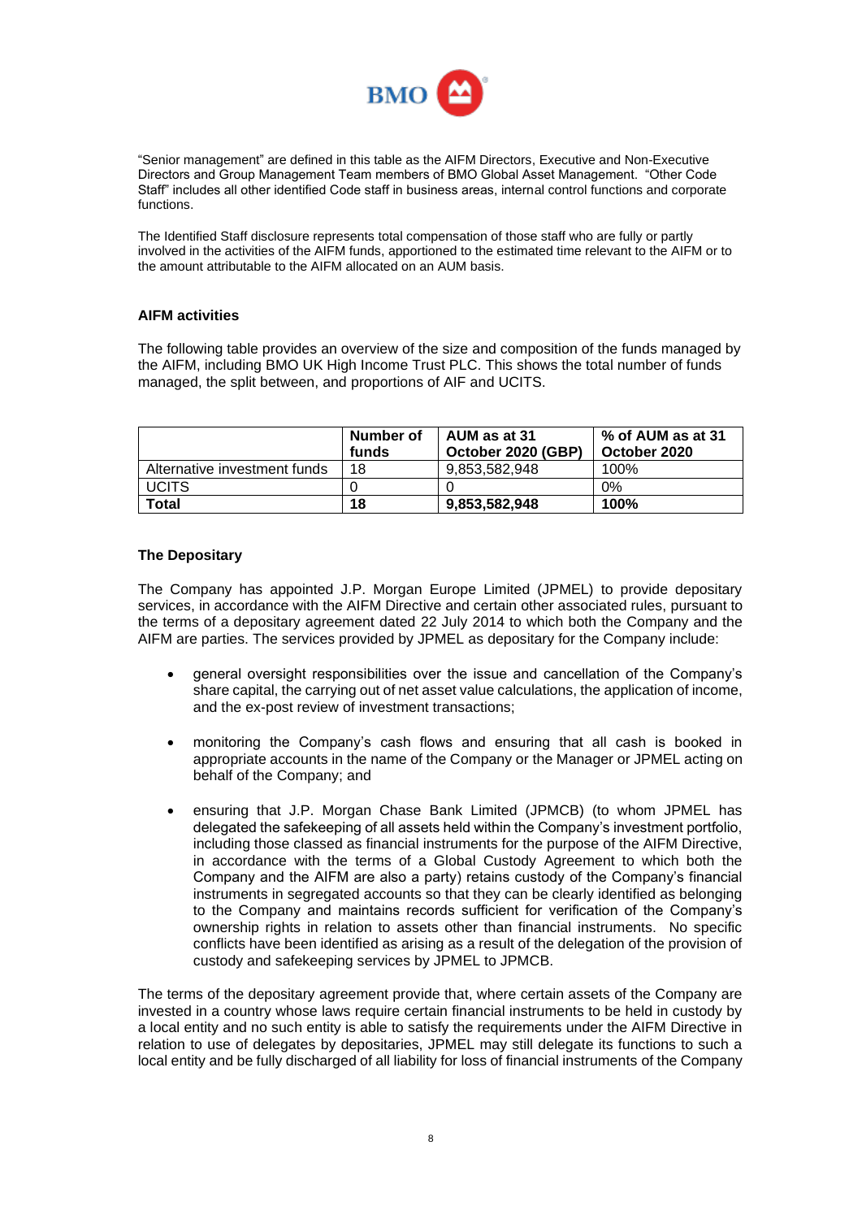"Senior management" are defined in this table as the AIFM Directors, Executive and Non-Executive Directors and Group Management Team members of BMO Global Asset Management. "Other Code Staff" includes all other identified Code staff in business areas, internal control functions and corporate functions.

The Identified Staff disclosure represents total compensation of those staff who are fully or partly involved in the activities of the AIFM funds, apportioned to the estimated time relevant to the AIFM or to the amount attributable to the AIFM allocated on an AUM basis.

## AIFM activities

The following table provides an overview of the size and composition of the funds managed by the AIFM, including BMO UK High Income Trust PLC. This shows the total number of funds managed, the split between, and proportions of AIF and UCITS.

| | Number of funds | AUM as at 31 October 2020 (GBP) | % of AUM as at 31 October 2020 |
|---|---|---|---|
| Alternative investment funds | 18 | 9,853,582,948 | 100% |
| UCITS | 0 | 0 | 0% |
| **Total** | **18** | **9,853,582,948** | **100%** |

## The Depositary

The Company has appointed J.P. Morgan Europe Limited (JPMEL) to provide depositary services, in accordance with the AIFM Directive and certain other associated rules, pursuant to the terms of a depositary agreement dated 22 July 2014 to which both the Company and the AIFM are parties. The services provided by JPMEL as depositary for the Company include:

- general oversight responsibilities over the issue and cancellation of the Company's share capital, the carrying out of net asset value calculations, the application of income, and the ex-post review of investment transactions;
- monitoring the Company's cash flows and ensuring that all cash is booked in appropriate accounts in the name of the Company or the Manager or JPMEL acting on behalf of the Company; and
- ensuring that J.P. Morgan Chase Bank Limited (JPMCB) (to whom JPMEL has delegated the safekeeping of all assets held within the Company's investment portfolio, including those classed as financial instruments for the purpose of the AIFM Directive, in accordance with the terms of a Global Custody Agreement to which both the Company and the AIFM are also a party) retains custody of the Company's financial instruments in segregated accounts so that they can be clearly identified as belonging to the Company and maintains records sufficient for verification of the Company's ownership rights in relation to assets other than financial instruments. No specific conflicts have been identified as arising as a result of the delegation of the provision of custody and safekeeping services by JPMEL to JPMCB.

The terms of the depositary agreement provide that, where certain assets of the Company are invested in a country whose laws require certain financial instruments to be held in custody by a local entity and no such entity is able to satisfy the requirements under the AIFM Directive in relation to use of delegates by depositaries, JPMEL may still delegate its functions to such a local entity and be fully discharged of all liability for loss of financial instruments of the Company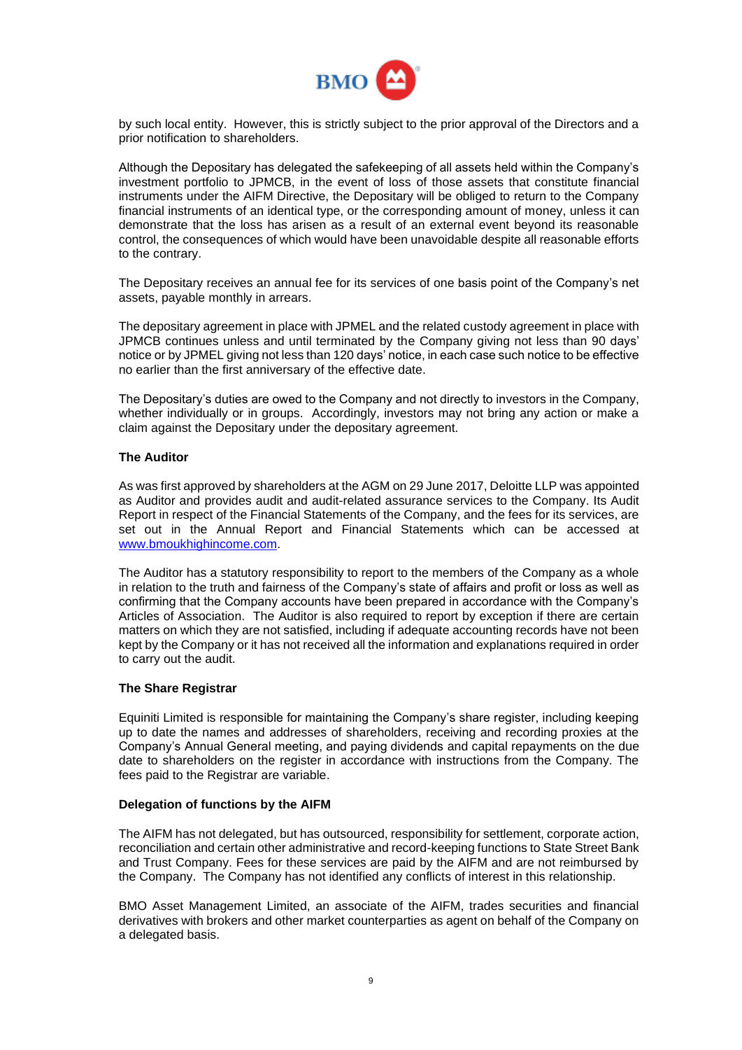by such local entity. However, this is strictly subject to the prior approval of the Directors and a prior notification to shareholders.

Although the Depositary has delegated the safekeeping of all assets held within the Company's investment portfolio to JPMCB, in the event of loss of those assets that constitute financial instruments under the AIFM Directive, the Depositary will be obliged to return to the Company financial instruments of an identical type, or the corresponding amount of money, unless it can demonstrate that the loss has arisen as a result of an external event beyond its reasonable control, the consequences of which would have been unavoidable despite all reasonable efforts to the contrary.

The Depositary receives an annual fee for its services of one basis point of the Company's net assets, payable monthly in arrears.

The depositary agreement in place with JPMEL and the related custody agreement in place with JPMCB continues unless and until terminated by the Company giving not less than 90 days' notice or by JPMEL giving not less than 120 days' notice, in each case such notice to be effective no earlier than the first anniversary of the effective date.

The Depositary's duties are owed to the Company and not directly to investors in the Company, whether individually or in groups. Accordingly, investors may not bring any action or make a claim against the Depositary under the depositary agreement.

**The Auditor**

As was first approved by shareholders at the AGM on 29 June 2017, Deloitte LLP was appointed as Auditor and provides audit and audit-related assurance services to the Company. Its Audit Report in respect of the Financial Statements of the Company, and the fees for its services, are set out in the Annual Report and Financial Statements which can be accessed at [www.bmoukhighincome.com](http://www.bmoukhighincome.com).

The Auditor has a statutory responsibility to report to the members of the Company as a whole in relation to the truth and fairness of the Company's state of affairs and profit or loss as well as confirming that the Company accounts have been prepared in accordance with the Company's Articles of Association. The Auditor is also required to report by exception if there are certain matters on which they are not satisfied, including if adequate accounting records have not been kept by the Company or it has not received all the information and explanations required in order to carry out the audit.

**The Share Registrar**

Equiniti Limited is responsible for maintaining the Company's share register, including keeping up to date the names and addresses of shareholders, receiving and recording proxies at the Company's Annual General meeting, and paying dividends and capital repayments on the due date to shareholders on the register in accordance with instructions from the Company. The fees paid to the Registrar are variable.

**Delegation of functions by the AIFM**

The AIFM has not delegated, but has outsourced, responsibility for settlement, corporate action, reconciliation and certain other administrative and record-keeping functions to State Street Bank and Trust Company. Fees for these services are paid by the AIFM and are not reimbursed by the Company. The Company has not identified any conflicts of interest in this relationship.

BMO Asset Management Limited, an associate of the AIFM, trades securities and financial derivatives with brokers and other market counterparties as agent on behalf of the Company on a delegated basis.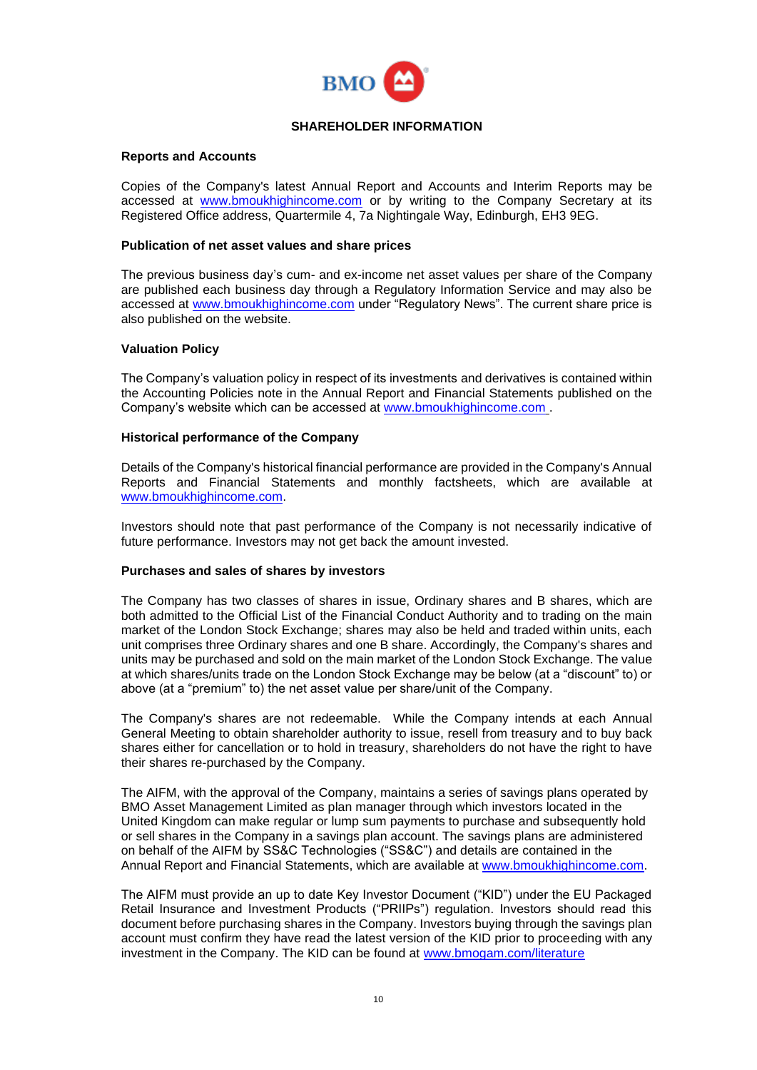# SHAREHOLDER INFORMATION

## Reports and Accounts

Copies of the Company's latest Annual Report and Accounts and Interim Reports may be accessed at www.bmoukhighincome.com or by writing to the Company Secretary at its Registered Office address, Quartermile 4, 7a Nightingale Way, Edinburgh, EH3 9EG.

## Publication of net asset values and share prices

The previous business day's cum- and ex-income net asset values per share of the Company are published each business day through a Regulatory Information Service and may also be accessed at www.bmoukhighincome.com under "Regulatory News". The current share price is also published on the website.

## Valuation Policy

The Company's valuation policy in respect of its investments and derivatives is contained within the Accounting Policies note in the Annual Report and Financial Statements published on the Company's website which can be accessed at www.bmoukhighincome.com .

## Historical performance of the Company

Details of the Company's historical financial performance are provided in the Company's Annual Reports and Financial Statements and monthly factsheets, which are available at www.bmoukhighincome.com.

Investors should note that past performance of the Company is not necessarily indicative of future performance. Investors may not get back the amount invested.

## Purchases and sales of shares by investors

The Company has two classes of shares in issue, Ordinary shares and B shares, which are both admitted to the Official List of the Financial Conduct Authority and to trading on the main market of the London Stock Exchange; shares may also be held and traded within units, each unit comprises three Ordinary shares and one B share. Accordingly, the Company's shares and units may be purchased and sold on the main market of the London Stock Exchange. The value at which shares/units trade on the London Stock Exchange may be below (at a "discount" to) or above (at a "premium" to) the net asset value per share/unit of the Company.

The Company's shares are not redeemable. While the Company intends at each Annual General Meeting to obtain shareholder authority to issue, resell from treasury and to buy back shares either for cancellation or to hold in treasury, shareholders do not have the right to have their shares re-purchased by the Company.

The AIFM, with the approval of the Company, maintains a series of savings plans operated by BMO Asset Management Limited as plan manager through which investors located in the United Kingdom can make regular or lump sum payments to purchase and subsequently hold or sell shares in the Company in a savings plan account. The savings plans are administered on behalf of the AIFM by SS&C Technologies ("SS&C") and details are contained in the Annual Report and Financial Statements, which are available at www.bmoukhighincome.com.

The AIFM must provide an up to date Key Investor Document ("KID") under the EU Packaged Retail Insurance and Investment Products ("PRIIPs") regulation. Investors should read this document before purchasing shares in the Company. Investors buying through the savings plan account must confirm they have read the latest version of the KID prior to proceeding with any investment in the Company. The KID can be found at www.bmogam.com/literature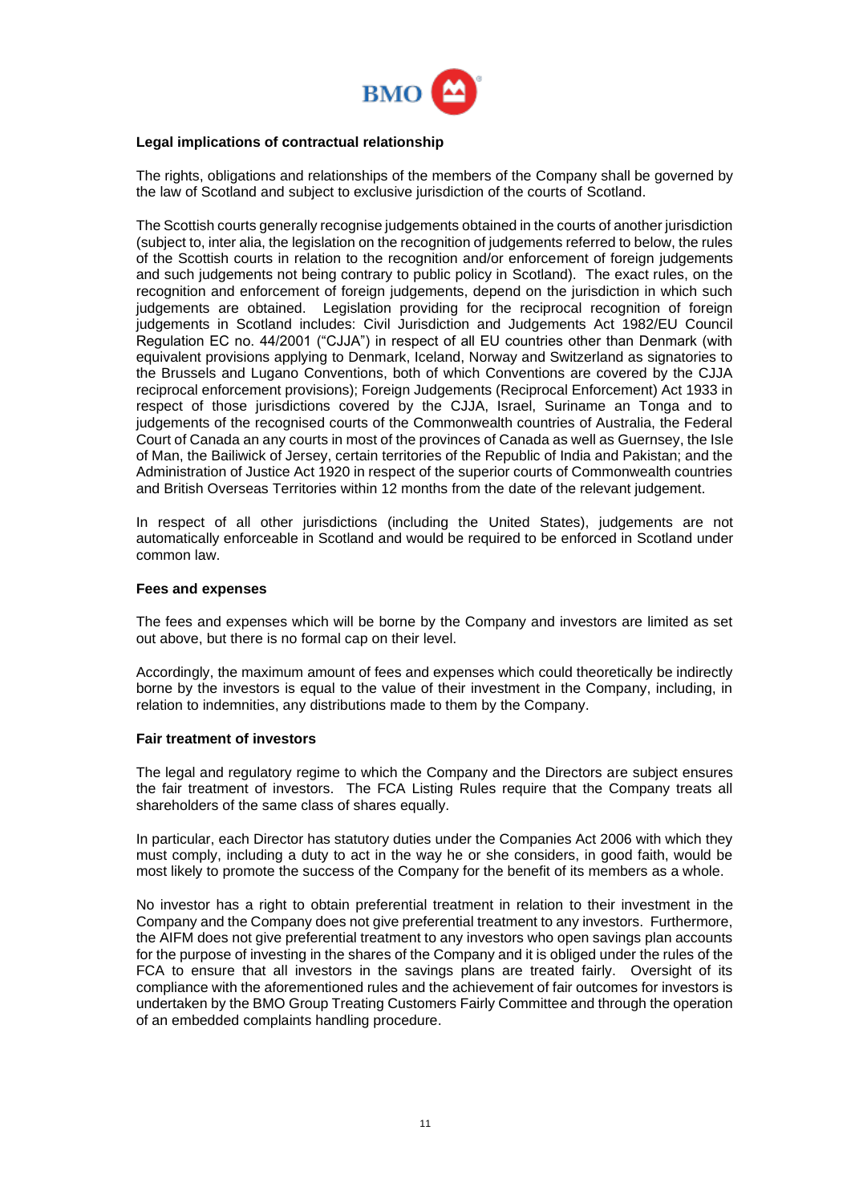**Legal implications of contractual relationship**

The rights, obligations and relationships of the members of the Company shall be governed by the law of Scotland and subject to exclusive jurisdiction of the courts of Scotland.

The Scottish courts generally recognise judgements obtained in the courts of another jurisdiction (subject to, inter alia, the legislation on the recognition of judgements referred to below, the rules of the Scottish courts in relation to the recognition and/or enforcement of foreign judgements and such judgements not being contrary to public policy in Scotland). The exact rules, on the recognition and enforcement of foreign judgements, depend on the jurisdiction in which such judgements are obtained. Legislation providing for the reciprocal recognition of foreign judgements in Scotland includes: Civil Jurisdiction and Judgements Act 1982/EU Council Regulation EC no. 44/2001 ("CJJA") in respect of all EU countries other than Denmark (with equivalent provisions applying to Denmark, Iceland, Norway and Switzerland as signatories to the Brussels and Lugano Conventions, both of which Conventions are covered by the CJJA reciprocal enforcement provisions); Foreign Judgements (Reciprocal Enforcement) Act 1933 in respect of those jurisdictions covered by the CJJA, Israel, Suriname an Tonga and to judgements of the recognised courts of the Commonwealth countries of Australia, the Federal Court of Canada an any courts in most of the provinces of Canada as well as Guernsey, the Isle of Man, the Bailiwick of Jersey, certain territories of the Republic of India and Pakistan; and the Administration of Justice Act 1920 in respect of the superior courts of Commonwealth countries and British Overseas Territories within 12 months from the date of the relevant judgement.

In respect of all other jurisdictions (including the United States), judgements are not automatically enforceable in Scotland and would be required to be enforced in Scotland under common law.

**Fees and expenses**

The fees and expenses which will be borne by the Company and investors are limited as set out above, but there is no formal cap on their level.

Accordingly, the maximum amount of fees and expenses which could theoretically be indirectly borne by the investors is equal to the value of their investment in the Company, including, in relation to indemnities, any distributions made to them by the Company.

**Fair treatment of investors**

The legal and regulatory regime to which the Company and the Directors are subject ensures the fair treatment of investors. The FCA Listing Rules require that the Company treats all shareholders of the same class of shares equally.

In particular, each Director has statutory duties under the Companies Act 2006 with which they must comply, including a duty to act in the way he or she considers, in good faith, would be most likely to promote the success of the Company for the benefit of its members as a whole.

No investor has a right to obtain preferential treatment in relation to their investment in the Company and the Company does not give preferential treatment to any investors. Furthermore, the AIFM does not give preferential treatment to any investors who open savings plan accounts for the purpose of investing in the shares of the Company and it is obliged under the rules of the FCA to ensure that all investors in the savings plans are treated fairly. Oversight of its compliance with the aforementioned rules and the achievement of fair outcomes for investors is undertaken by the BMO Group Treating Customers Fairly Committee and through the operation of an embedded complaints handling procedure.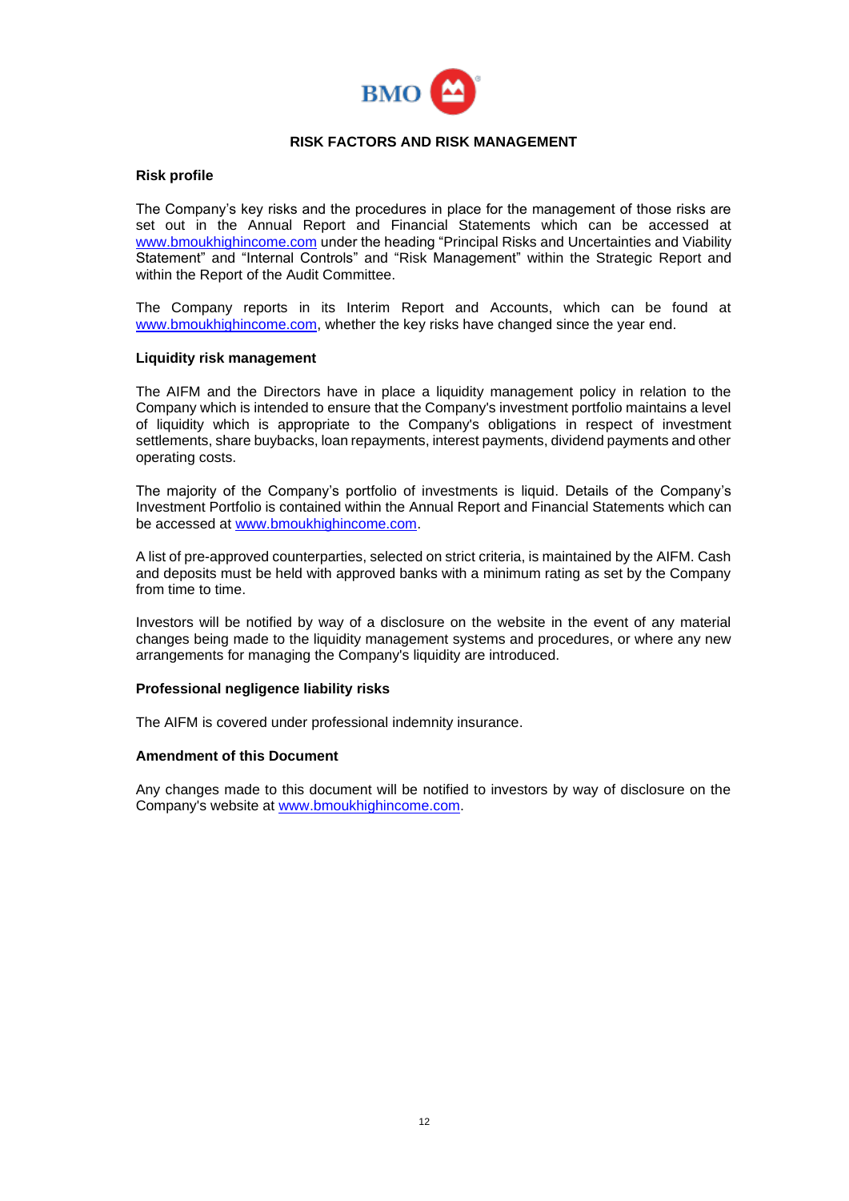## RISK FACTORS AND RISK MANAGEMENT

### Risk profile

The Company's key risks and the procedures in place for the management of those risks are set out in the Annual Report and Financial Statements which can be accessed at www.bmoukhighincome.com under the heading "Principal Risks and Uncertainties and Viability Statement" and "Internal Controls" and "Risk Management" within the Strategic Report and within the Report of the Audit Committee.

The Company reports in its Interim Report and Accounts, which can be found at www.bmoukhighincome.com, whether the key risks have changed since the year end.

### Liquidity risk management

The AIFM and the Directors have in place a liquidity management policy in relation to the Company which is intended to ensure that the Company's investment portfolio maintains a level of liquidity which is appropriate to the Company's obligations in respect of investment settlements, share buybacks, loan repayments, interest payments, dividend payments and other operating costs.

The majority of the Company's portfolio of investments is liquid. Details of the Company's Investment Portfolio is contained within the Annual Report and Financial Statements which can be accessed at www.bmoukhighincome.com.

A list of pre-approved counterparties, selected on strict criteria, is maintained by the AIFM. Cash and deposits must be held with approved banks with a minimum rating as set by the Company from time to time.

Investors will be notified by way of a disclosure on the website in the event of any material changes being made to the liquidity management systems and procedures, or where any new arrangements for managing the Company's liquidity are introduced.

### Professional negligence liability risks

The AIFM is covered under professional indemnity insurance.

### Amendment of this Document

Any changes made to this document will be notified to investors by way of disclosure on the Company's website at www.bmoukhighincome.com.